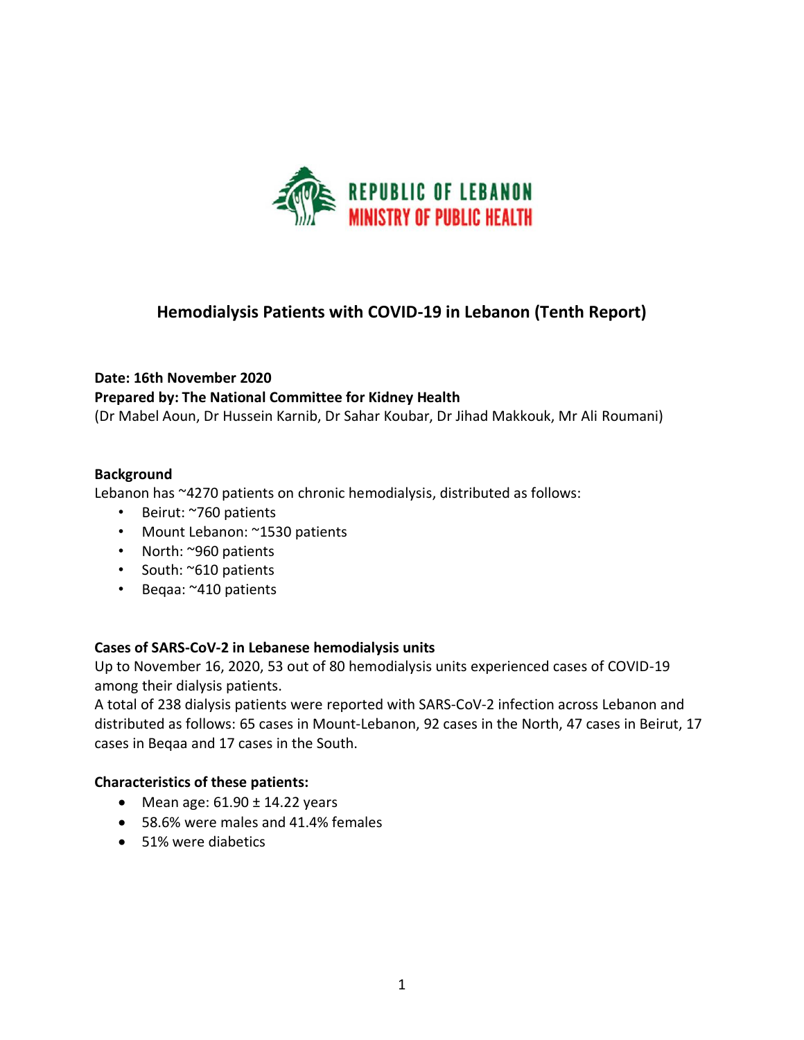REPUBLIC OF LEBANON
MINISTRY OF PUBLIC HEALTH

# Hemodialysis Patients with COVID-19 in Lebanon (Tenth Report)

**Date: 16th November 2020**
**Prepared by: The National Committee for Kidney Health**
(Dr Mabel Aoun, Dr Hussein Karnib, Dr Sahar Koubar, Dr Jihad Makkouk, Mr Ali Roumani)

## Background

Lebanon has ~4270 patients on chronic hemodialysis, distributed as follows:

- Beirut: ~760 patients
- Mount Lebanon: ~1530 patients
- North: ~960 patients
- South: ~610 patients
- Beqaa: ~410 patients

## Cases of SARS-CoV-2 in Lebanese hemodialysis units

Up to November 16, 2020, 53 out of 80 hemodialysis units experienced cases of COVID-19 among their dialysis patients.

A total of 238 dialysis patients were reported with SARS-CoV-2 infection across Lebanon and distributed as follows: 65 cases in Mount-Lebanon, 92 cases in the North, 47 cases in Beirut, 17 cases in Beqaa and 17 cases in the South.

## Characteristics of these patients:

- Mean age: 61.90 ± 14.22 years
- 58.6% were males and 41.4% females
- 51% were diabetics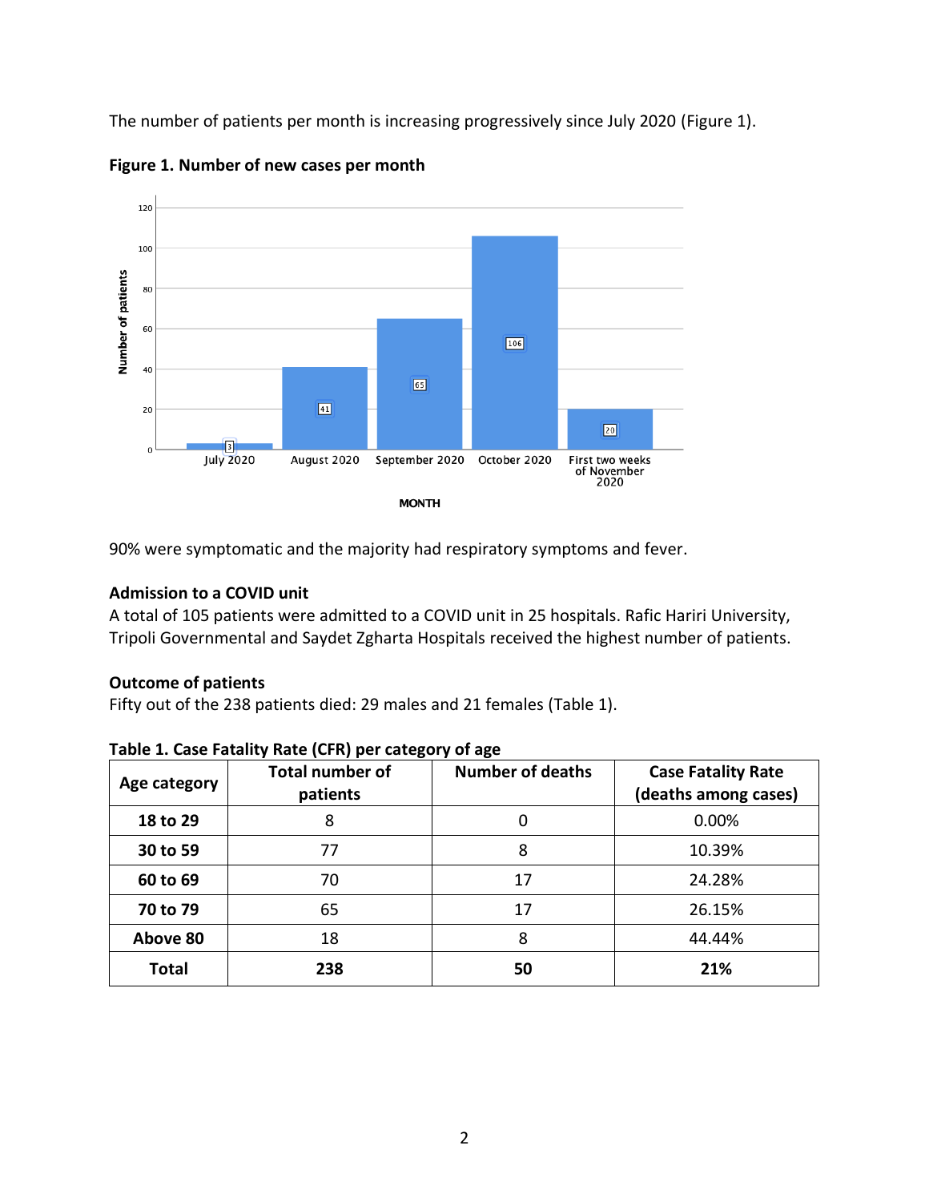The number of patients per month is increasing progressively since July 2020 (Figure 1).

**Figure 1. Number of new cases per month**

Number of patients

120
100
80
60
40
20
0

3
41
65
106
20

July 2020
August 2020
September 2020
October 2020
First two weeks of November 2020

MONTH

90% were symptomatic and the majority had respiratory symptoms and fever.

**Admission to a COVID unit**

A total of 105 patients were admitted to a COVID unit in 25 hospitals. Rafic Hariri University, Tripoli Governmental and Saydet Zgharta Hospitals received the highest number of patients.

**Outcome of patients**

Fifty out of the 238 patients died: 29 males and 21 females (Table 1).

**Table 1. Case Fatality Rate (CFR) per category of age**

| Age category | Total number of patients | Number of deaths | Case Fatality Rate (deaths among cases) |
|---|---|---|---|
| **18 to 29** | 8 | 0 | 0.00% |
| **30 to 59** | 77 | 8 | 10.39% |
| **60 to 69** | 70 | 17 | 24.28% |
| **70 to 79** | 65 | 17 | 26.15% |
| **Above 80** | 18 | 8 | 44.44% |
| **Total** | **238** | **50** | **21%** |